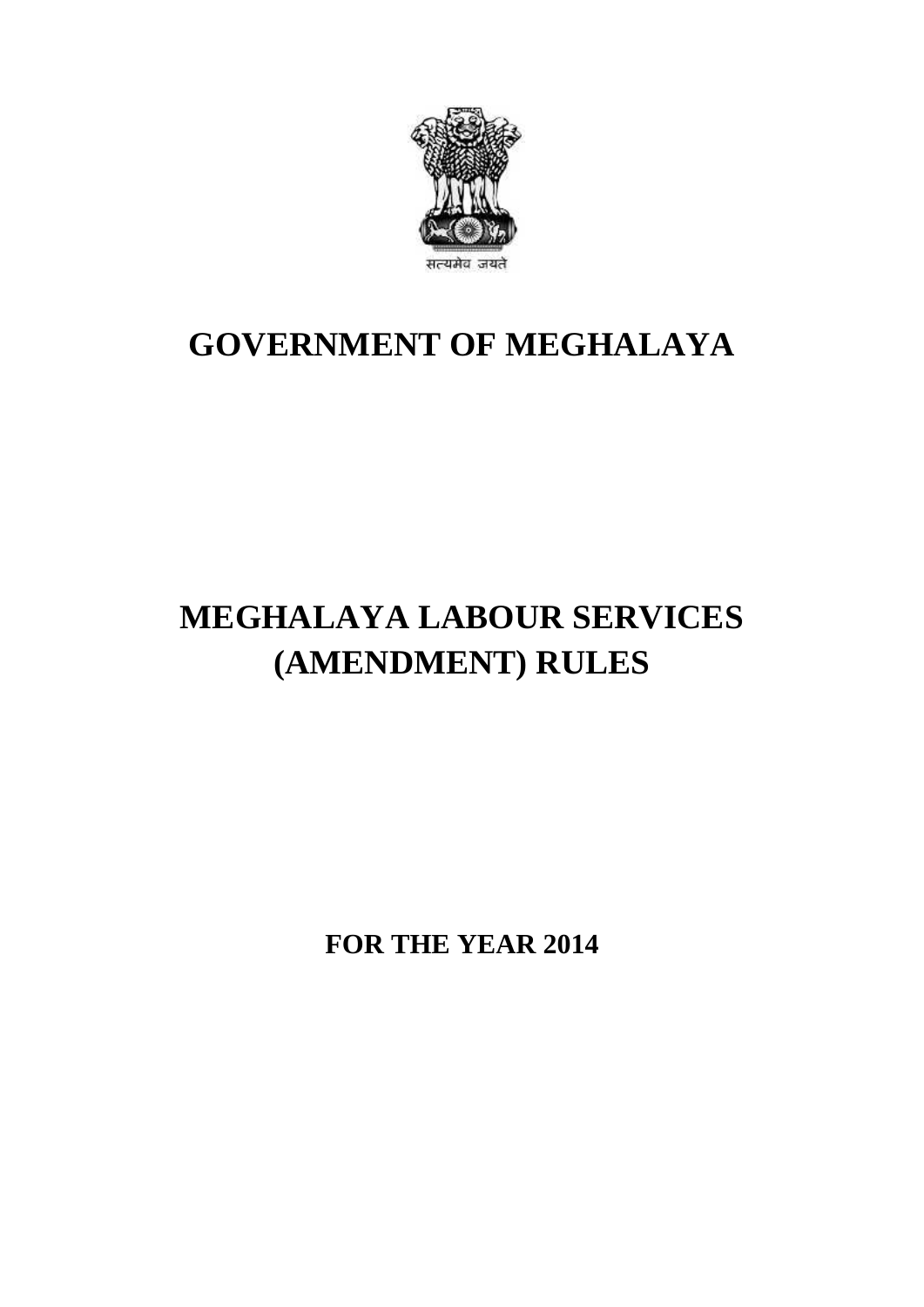सत्यमेव जयते

# GOVERNMENT OF MEGHALAYA

# MEGHALAYA LABOUR SERVICES (AMENDMENT) RULES

**FOR THE YEAR 2014**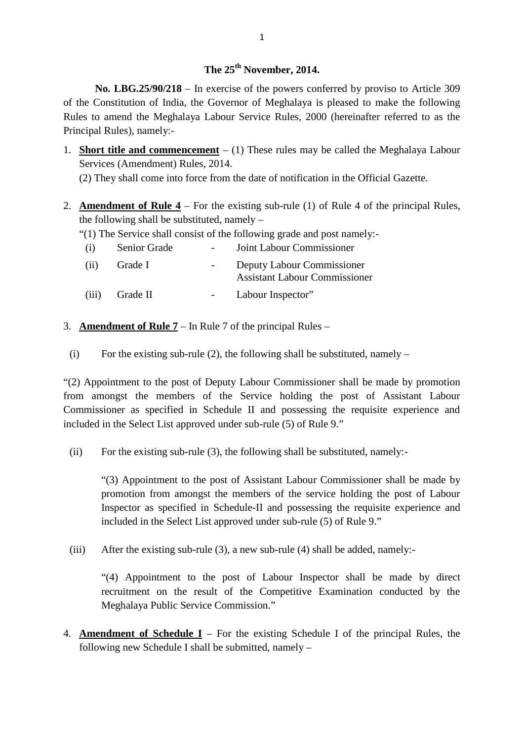**The 25th November, 2014.**

**No. LBG.25/90/218** – In exercise of the powers conferred by proviso to Article 309 of the Constitution of India, the Governor of Meghalaya is pleased to make the following Rules to amend the Meghalaya Labour Service Rules, 2000 (hereinafter referred to as the Principal Rules), namely:-

1. **Short title and commencement** – (1) These rules may be called the Meghalaya Labour Services (Amendment) Rules, 2014.

   (2) They shall come into force from the date of notification in the Official Gazette.

2. **Amendment of Rule 4** – For the existing sub-rule (1) of Rule 4 of the principal Rules, the following shall be substituted, namely –

   "(1) The Service shall consist of the following grade and post namely:-

   | | | | |
   |---|---|---|---|
   | (i) | Senior Grade | - | Joint Labour Commissioner |
   | (ii) | Grade I | - | Deputy Labour Commissioner<br>Assistant Labour Commissioner |
   | (iii) | Grade II | - | Labour Inspector" |

3. **Amendment of Rule 7** – In Rule 7 of the principal Rules –

   (i) For the existing sub-rule (2), the following shall be substituted, namely –

"(2) Appointment to the post of Deputy Labour Commissioner shall be made by promotion from amongst the members of the Service holding the post of Assistant Labour Commissioner as specified in Schedule II and possessing the requisite experience and included in the Select List approved under sub-rule (5) of Rule 9."

   (ii) For the existing sub-rule (3), the following shall be substituted, namely:-

   "(3) Appointment to the post of Assistant Labour Commissioner shall be made by promotion from amongst the members of the service holding the post of Labour Inspector as specified in Schedule-II and possessing the requisite experience and included in the Select List approved under sub-rule (5) of Rule 9."

   (iii) After the existing sub-rule (3), a new sub-rule (4) shall be added, namely:-

   "(4) Appointment to the post of Labour Inspector shall be made by direct recruitment on the result of the Competitive Examination conducted by the Meghalaya Public Service Commission."

4. **Amendment of Schedule I** – For the existing Schedule I of the principal Rules, the following new Schedule I shall be submitted, namely –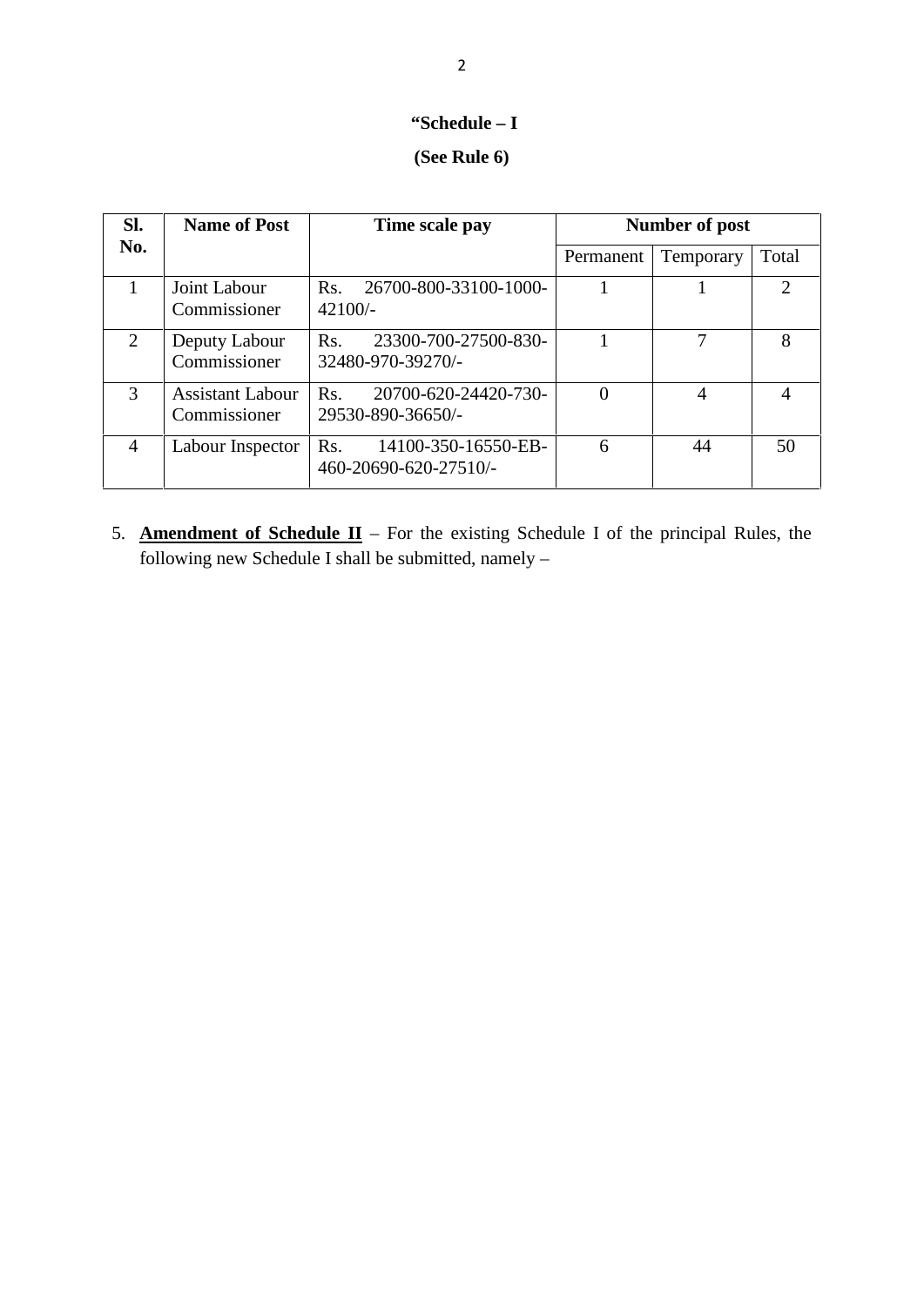**"Schedule – I**

**(See Rule 6)**

| Sl. No. | Name of Post | Time scale pay | Number of post | | |
|---|---|---|---|---|---|
| | | | Permanent | Temporary | Total |
| 1 | Joint Labour Commissioner | Rs. 26700-800-33100-1000-42100/- | 1 | 1 | 2 |
| 2 | Deputy Labour Commissioner | Rs. 23300-700-27500-830-32480-970-39270/- | 1 | 7 | 8 |
| 3 | Assistant Labour Commissioner | Rs. 20700-620-24420-730-29530-890-36650/- | 0 | 4 | 4 |
| 4 | Labour Inspector | Rs. 14100-350-16550-EB-460-20690-620-27510/- | 6 | 44 | 50 |

5. **<u>Amendment of Schedule II</u>** – For the existing Schedule I of the principal Rules, the following new Schedule I shall be submitted, namely –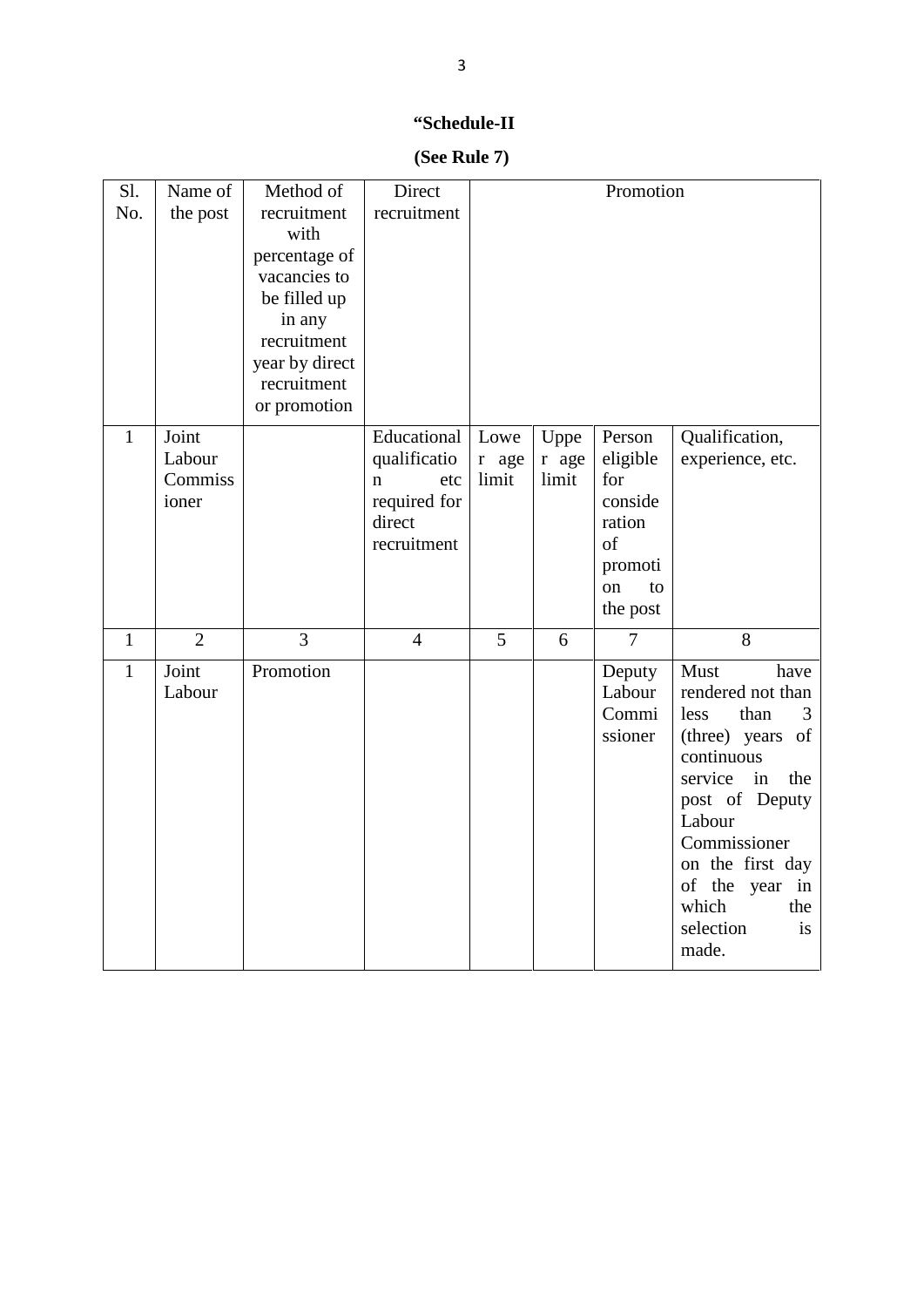**“Schedule-II**

**(See Rule 7)**

| Sl. No. | Name of the post | Method of recruitment with percentage of vacancies to be filled up in any recruitment year by direct recruitment or promotion | Direct recruitment | Promotion | | | |
|---|---|---|---|---|---|---|---|
| 1 | Joint Labour Commissioner | | Educational qualification etc required for direct recruitment | Lower age limit | Upper age limit | Person eligible for consideration of promotion to the post | Qualification, experience, etc. |
| 1 | 2 | 3 | 4 | 5 | 6 | 7 | 8 |
| 1 | Joint Labour | Promotion | | | | Deputy Labour Commissioner | Must have rendered not than less than 3 (three) years of continuous service in the post of Deputy Labour Commissioner on the first day of the year in which the selection is made. |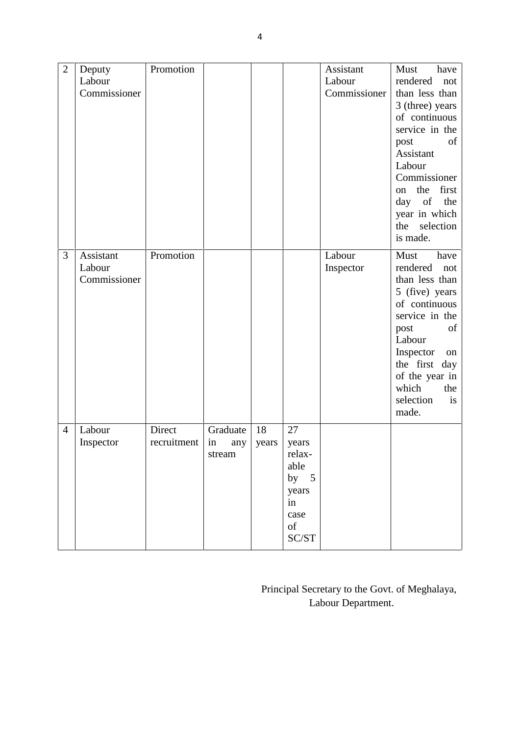| | | | | | | | |
|---|---|---|---|---|---|---|---|
| 2 | Deputy Labour Commissioner | Promotion | | | | Assistant Labour Commissioner | Must have rendered not than less than 3 (three) years of continuous service in the post of Assistant Labour Commissioner on the first day of the year in which the selection is made. |
| 3 | Assistant Labour Commissioner | Promotion | | | | Labour Inspector | Must have rendered not than less than 5 (five) years of continuous service in the post of Labour Inspector on the first day of the year in which the selection is made. |
| 4 | Labour Inspector | Direct recruitment | Graduate in any stream | 18 years | 27 years relax-able by 5 years in case of SC/ST | | |

Principal Secretary to the Govt. of Meghalaya,
Labour Department.